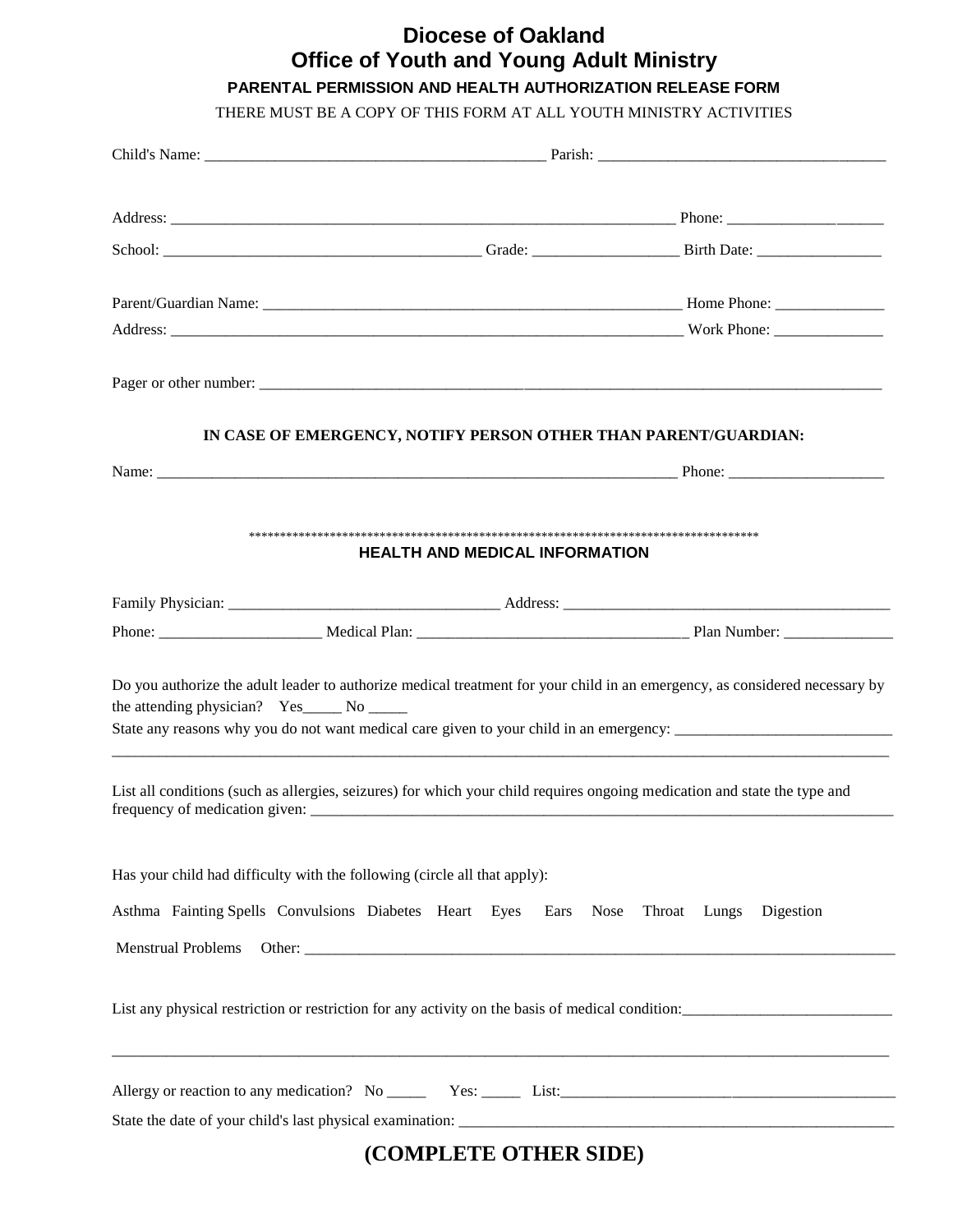# Diocese of Oakland
# Office of Youth and Young Adult Ministry

**PARENTAL PERMISSION AND HEALTH AUTHORIZATION RELEASE FORM**

THERE MUST BE A COPY OF THIS FORM AT ALL YOUTH MINISTRY ACTIVITIES

Child's Name: ___________________________________________ Parish: _____________________________________

Address: _____________________________________________________________________ Phone: ____________________

School: _________________________________________ Grade: ___________________ Birth Date: ________________

Parent/Guardian Name: _______________________________________________________ Home Phone: ______________

Address: _____________________________________________________________________ Work Phone: ______________

Pager or other number: ______________________________________________________________________________

**IN CASE OF EMERGENCY, NOTIFY PERSON OTHER THAN PARENT/GUARDIAN:**

Name: ________________________________________________________________________ Phone: ____________________

************************************************************************************

**HEALTH AND MEDICAL INFORMATION**

Family Physician: __________________________________ Address: ___________________________________________

Phone: _____________________ Medical Plan: ___________________________________ Plan Number: ______________

Do you authorize the adult leader to authorize medical treatment for your child in an emergency, as considered necessary by the attending physician? Yes_____ No _____

State any reasons why you do not want medical care given to your child in an emergency: ____________________________

_____________________________________________________________________________________________________

List all conditions (such as allergies, seizures) for which your child requires ongoing medication and state the type and frequency of medication given: _____________________________________________________________________________

Has your child had difficulty with the following (circle all that apply):

Asthma Fainting Spells Convulsions Diabetes Heart Eyes Ears Nose Throat Lungs Digestion

Menstrual Problems Other: ___________________________________________________________________________

List any physical restriction or restriction for any activity on the basis of medical condition:___________________________

_____________________________________________________________________________________________________

Allergy or reaction to any medication? No _____ Yes: _____ List:___________________________________________

State the date of your child's last physical examination: __________________________________________________________

**(COMPLETE OTHER SIDE)**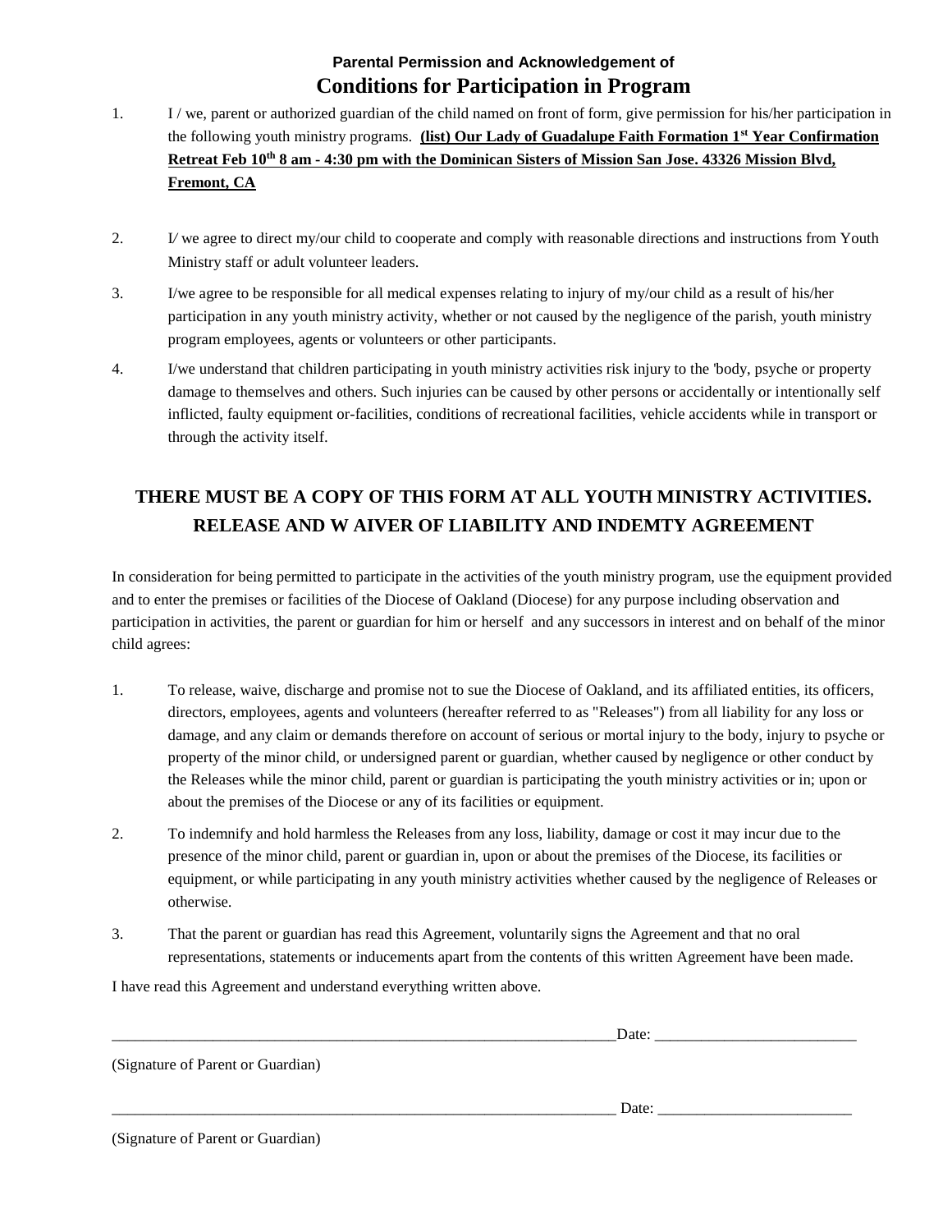**Parental Permission and Acknowledgement of**

# Conditions for Participation in Program

1. I / we, parent or authorized guardian of the child named on front of form, give permission for his/her participation in the following youth ministry programs. **<u>(list) Our Lady of Guadalupe Faith Formation 1st Year Confirmation Retreat Feb 10th 8 am - 4:30 pm with the Dominican Sisters of Mission San Jose. 43326 Mission Blvd, Fremont, CA</u>**

2. I/ we agree to direct my/our child to cooperate and comply with reasonable directions and instructions from Youth Ministry staff or adult volunteer leaders.

3. I/we agree to be responsible for all medical expenses relating to injury of my/our child as a result of his/her participation in any youth ministry activity, whether or not caused by the negligence of the parish, youth ministry program employees, agents or volunteers or other participants.

4. I/we understand that children participating in youth ministry activities risk injury to the 'body, psyche or property damage to themselves and others. Such injuries can be caused by other persons or accidentally or intentionally self inflicted, faulty equipment or-facilities, conditions of recreational facilities, vehicle accidents while in transport or through the activity itself.

## THERE MUST BE A COPY OF THIS FORM AT ALL YOUTH MINISTRY ACTIVITIES.

## RELEASE AND W AIVER OF LIABILITY AND INDEMTY AGREEMENT

In consideration for being permitted to participate in the activities of the youth ministry program, use the equipment provided and to enter the premises or facilities of the Diocese of Oakland (Diocese) for any purpose including observation and participation in activities, the parent or guardian for him or herself and any successors in interest and on behalf of the minor child agrees:

1. To release, waive, discharge and promise not to sue the Diocese of Oakland, and its affiliated entities, its officers, directors, employees, agents and volunteers (hereafter referred to as "Releases") from all liability for any loss or damage, and any claim or demands therefore on account of serious or mortal injury to the body, injury to psyche or property of the minor child, or undersigned parent or guardian, whether caused by negligence or other conduct by the Releases while the minor child, parent or guardian is participating the youth ministry activities or in; upon or about the premises of the Diocese or any of its facilities or equipment.

2. To indemnify and hold harmless the Releases from any loss, liability, damage or cost it may incur due to the presence of the minor child, parent or guardian in, upon or about the premises of the Diocese, its facilities or equipment, or while participating in any youth ministry activities whether caused by the negligence of Releases or otherwise.

3. That the parent or guardian has read this Agreement, voluntarily signs the Agreement and that no oral representations, statements or inducements apart from the contents of this written Agreement have been made.

I have read this Agreement and understand everything written above.

_____________________________________________________________________Date: __________________________

(Signature of Parent or Guardian)

_____________________________________________________________________ Date: _________________________

(Signature of Parent or Guardian)